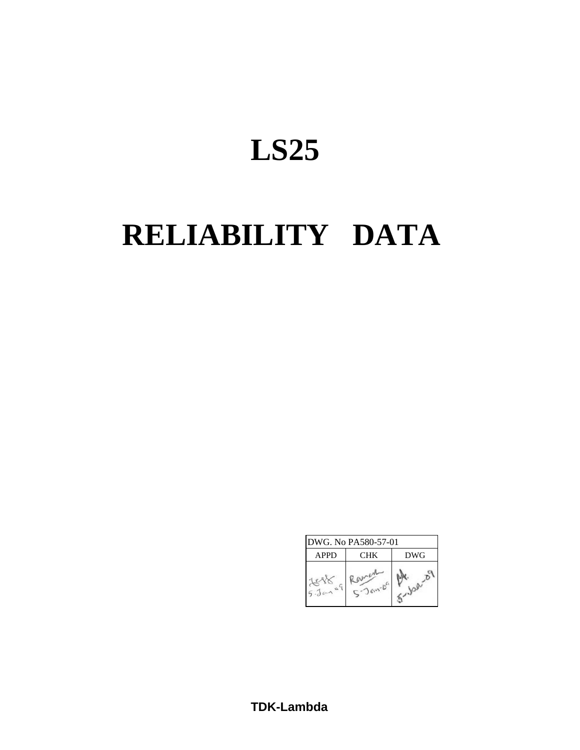# LS25

# RELIABILITY DATA

| DWG. No PA580-57-01 | | |
|---|---|---|
| APPD | CHK | DWG |
| 5-Jan-09 | 5-Jan-09 | 5-Jan-09 |

**TDK-Lambda**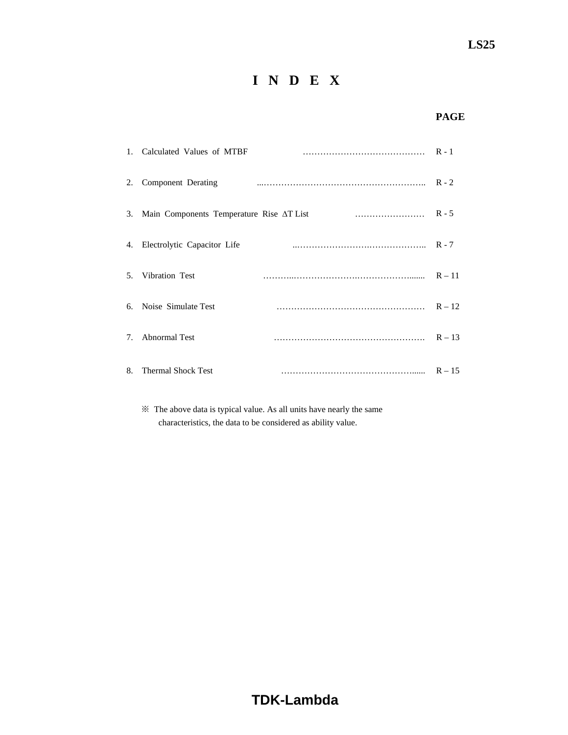# I N D E X

| | | PAGE |
|---|---|---|
| 1. | Calculated Values of MTBF | R - 1 |
| 2. | Component Derating | R - 2 |
| 3. | Main Components Temperature Rise ΔT List | R - 5 |
| 4. | Electrolytic Capacitor Life | R - 7 |
| 5. | Vibration Test | R – 11 |
| 6. | Noise Simulate Test | R – 12 |
| 7. | Abnormal Test | R – 13 |
| 8. | Thermal Shock Test | R – 15 |

※ The above data is typical value. As all units have nearly the same characteristics, the data to be considered as ability value.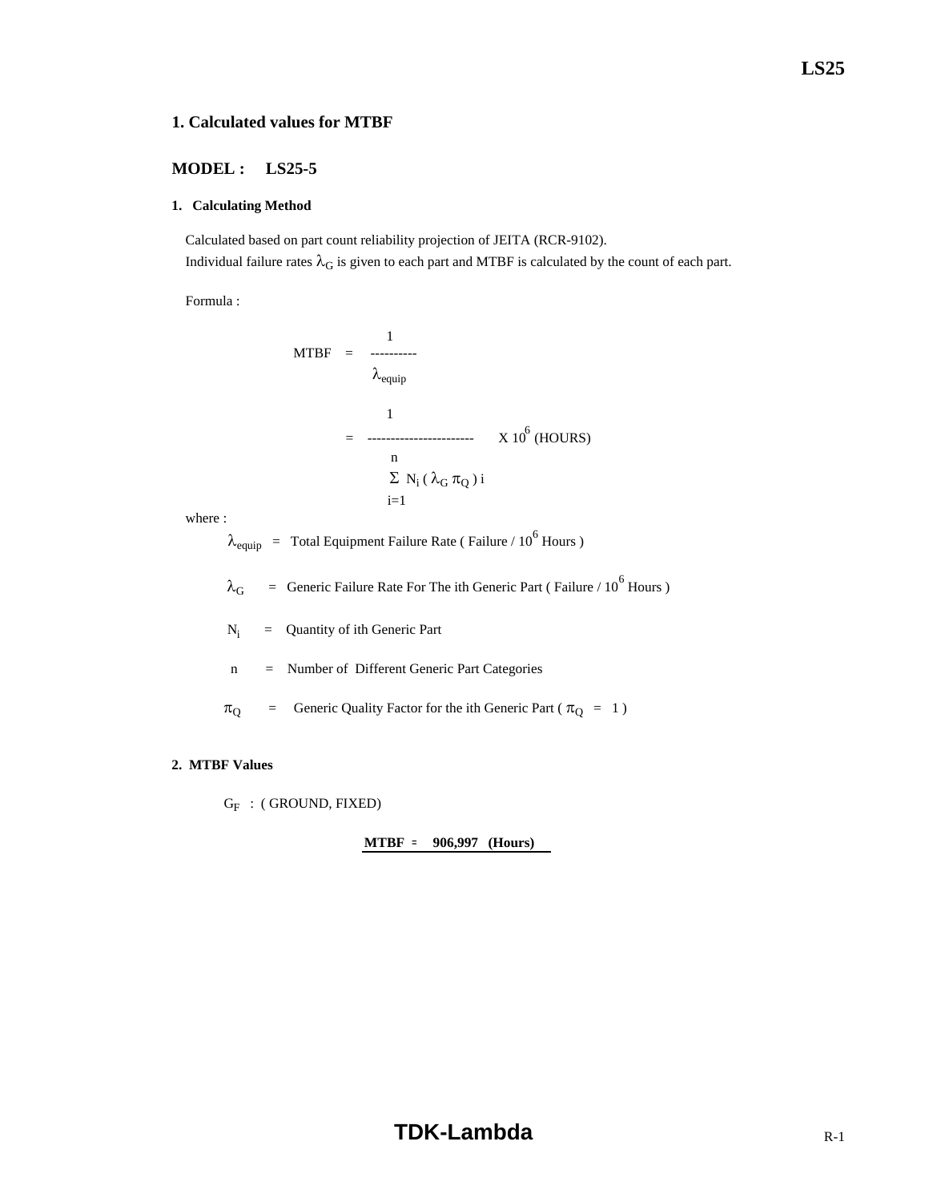## 1. Calculated values for MTBF

## MODEL : LS25-5

### 1. Calculating Method

Calculated based on part count reliability projection of JEITA (RCR-9102).
Individual failure rates $\lambda_G$ is given to each part and MTBF is calculated by the count of each part.

Formula :

$$\text{MTBF} = \frac{1}{\lambda_{equip}}$$

$$= \frac{1}{\sum_{i=1}^{n} N_i (\lambda_G \pi_Q)_i} \times 10^6 \text{ (HOURS)}$$

where :

$\lambda_{equip}$ = Total Equipment Failure Rate ( Failure / $10^6$ Hours )

$\lambda_G$ = Generic Failure Rate For The ith Generic Part ( Failure / $10^6$ Hours )

$N_i$ = Quantity of ith Generic Part

n = Number of Different Generic Part Categories

$\pi_Q$ = Generic Quality Factor for the ith Generic Part ( $\pi_Q = 1$ )

### 2. MTBF Values

$G_F$ : ( GROUND, FIXED)

**MTBF = 906,997 (Hours)**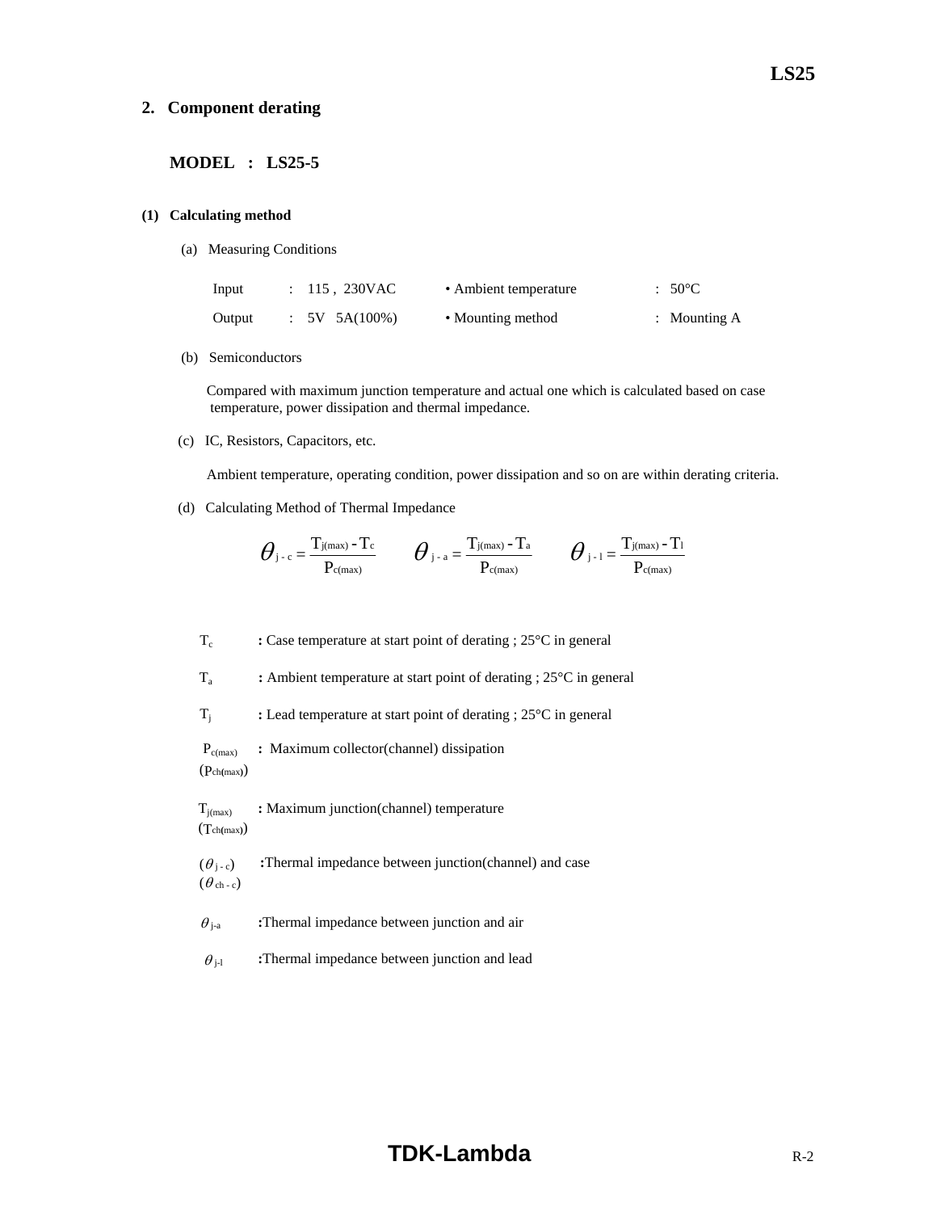## 2. Component derating

### MODEL : LS25-5

#### (1) Calculating method

(a) Measuring Conditions

| | | | |
|---|---|---|---|
| Input | : 115 , 230VAC | • Ambient temperature | : 50°C |
| Output | : 5V 5A(100%) | • Mounting method | : Mounting A |

(b) Semiconductors

Compared with maximum junction temperature and actual one which is calculated based on case temperature, power dissipation and thermal impedance.

(c) IC, Resistors, Capacitors, etc.

Ambient temperature, operating condition, power dissipation and so on are within derating criteria.

(d) Calculating Method of Thermal Impedance

$$\theta_{j-c} = \frac{T_{j(max)} - T_c}{P_{c(max)}} \qquad \theta_{j-a} = \frac{T_{j(max)} - T_a}{P_{c(max)}} \qquad \theta_{j-l} = \frac{T_{j(max)} - T_l}{P_{c(max)}}$$

$T_c$ : Case temperature at start point of derating ; 25°C in general

$T_a$ : Ambient temperature at start point of derating ; 25°C in general

$T_j$ : Lead temperature at start point of derating ; 25°C in general

$P_{c(max)}$ ($P_{ch(max)}$) : Maximum collector(channel) dissipation

$T_{j(max)}$ ($T_{ch(max)}$) : Maximum junction(channel) temperature

($\theta_{j-c}$) ($\theta_{ch-c}$) : Thermal impedance between junction(channel) and case

$\theta_{j-a}$ : Thermal impedance between junction and air

$\theta_{j-l}$ : Thermal impedance between junction and lead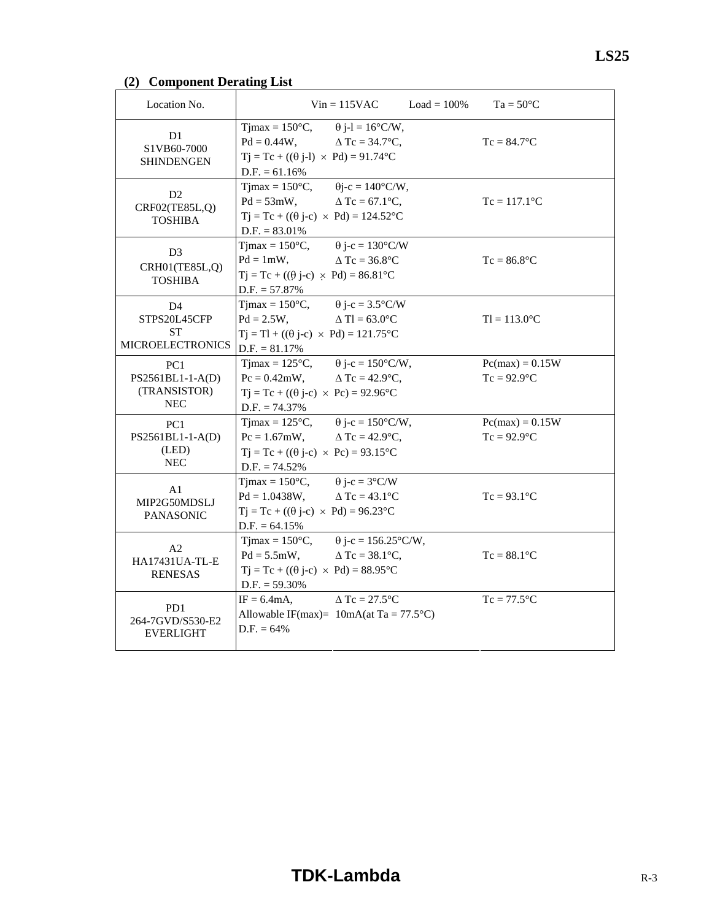## (2) Component Derating List

| Location No. | Vin = 115VAC Load = 100% Ta = 50°C | | |
|---|---|---|---|
| D1<br>S1VB60-7000<br>SHINDENGEN | Tjmax = 150°C,<br>Pd = 0.44W,<br>Tj = Tc + ((θ j-l) × Pd) = 91.74°C<br>D.F. = 61.16% | θ j-l = 16°C/W,<br>Δ Tc = 34.7°C, | Tc = 84.7°C |
| D2<br>CRF02(TE85L,Q)<br>TOSHIBA | Tjmax = 150°C,<br>Pd = 53mW,<br>Tj = Tc + ((θ j-c) × Pd) = 124.52°C<br>D.F. = 83.01% | θj-c = 140°C/W,<br>Δ Tc = 67.1°C, | Tc = 117.1°C |
| D3<br>CRH01(TE85L,Q)<br>TOSHIBA | Tjmax = 150°C,<br>Pd = 1mW,<br>Tj = Tc + ((θ j-c) × Pd) = 86.81°C<br>D.F. = 57.87% | θ j-c = 130°C/W<br>Δ Tc = 36.8°C | Tc = 86.8°C |
| D4<br>STPS20L45CFP<br>ST<br>MICROELECTRONICS | Tjmax = 150°C,<br>Pd = 2.5W,<br>Tj = Tl + ((θ j-c) × Pd) = 121.75°C<br>D.F. = 81.17% | θ j-c = 3.5°C/W<br>Δ Tl = 63.0°C | Tl = 113.0°C |
| PC1<br>PS2561BL1-1-A(D)<br>(TRANSISTOR)<br>NEC | Tjmax = 125°C,<br>Pc = 0.42mW,<br>Tj = Tc + ((θ j-c) × Pc) = 92.96°C<br>D.F. = 74.37% | θ j-c = 150°C/W,<br>Δ Tc = 42.9°C, | Pc(max) = 0.15W<br>Tc = 92.9°C |
| PC1<br>PS2561BL1-1-A(D)<br>(LED)<br>NEC | Tjmax = 125°C,<br>Pc = 1.67mW,<br>Tj = Tc + ((θ j-c) × Pc) = 93.15°C<br>D.F. = 74.52% | θ j-c = 150°C/W,<br>Δ Tc = 42.9°C, | Pc(max) = 0.15W<br>Tc = 92.9°C |
| A1<br>MIP2G50MDSLJ<br>PANASONIC | Tjmax = 150°C,<br>Pd = 1.0438W,<br>Tj = Tc + ((θ j-c) × Pd) = 96.23°C<br>D.F. = 64.15% | θ j-c = 3°C/W<br>Δ Tc = 43.1°C | Tc = 93.1°C |
| A2<br>HA17431UA-TL-E<br>RENESAS | Tjmax = 150°C,<br>Pd = 5.5mW,<br>Tj = Tc + ((θ j-c) × Pd) = 88.95°C<br>D.F. = 59.30% | θ j-c = 156.25°C/W,<br>Δ Tc = 38.1°C, | Tc = 88.1°C |
| PD1<br>264-7GVD/S530-E2<br>EVERLIGHT | IF = 6.4mA,<br>Allowable IF(max)= 10mA(at Ta = 77.5°C)<br>D.F. = 64% | Δ Tc = 27.5°C | Tc = 77.5°C |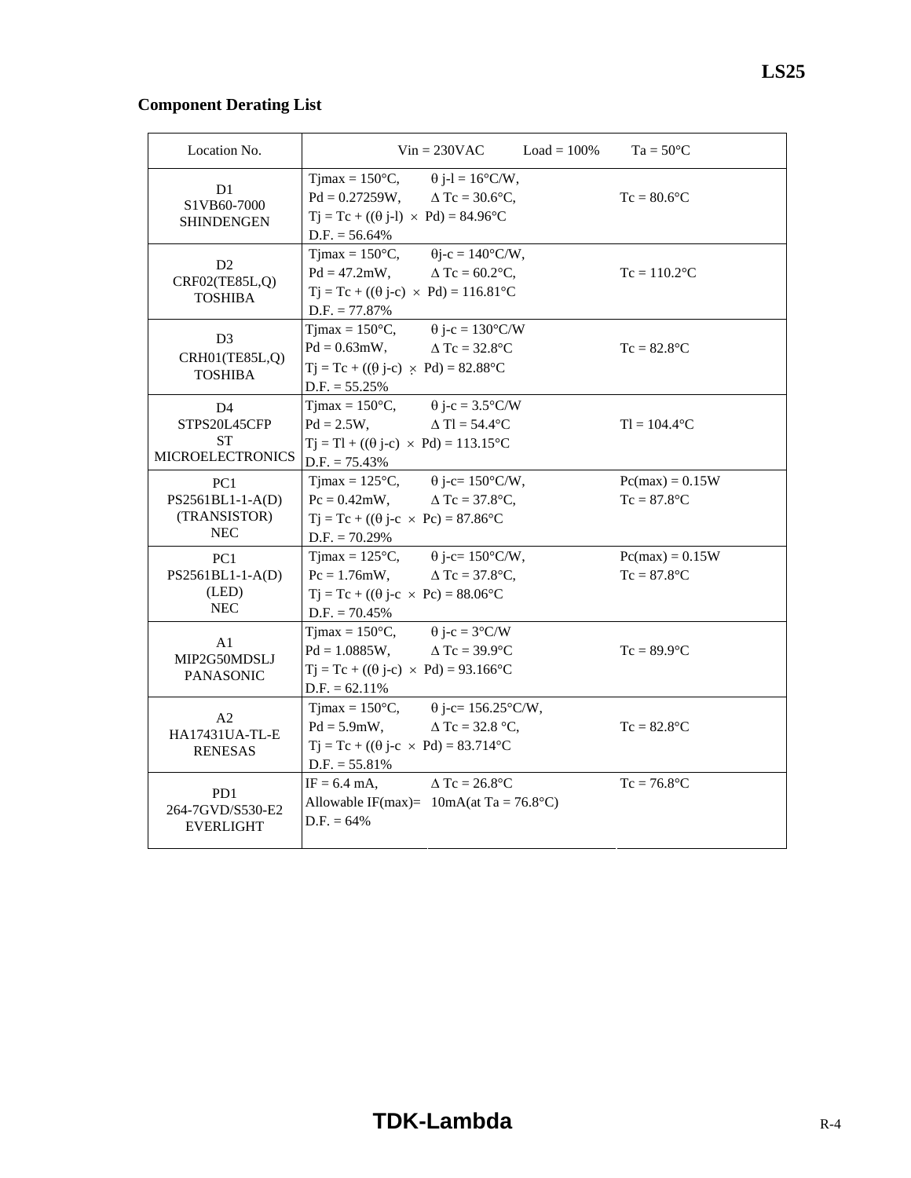## Component Derating List

| Location No. | Vin = 230VAC Load = 100% Ta = 50°C | |
|---|---|---|
| D1<br>S1VB60-7000<br>SHINDENGEN | Tjmax = 150°C, $\theta$ j-l = 16°C/W,<br>Pd = 0.27259W, $\Delta$ Tc = 30.6°C,<br>Tj = Tc + (($\theta$ j-l) $\times$ Pd) = 84.96°C<br>D.F. = 56.64% | Tc = 80.6°C |
| D2<br>CRF02(TE85L,Q)<br>TOSHIBA | Tjmax = 150°C, $\theta$j-c = 140°C/W,<br>Pd = 47.2mW, $\Delta$ Tc = 60.2°C,<br>Tj = Tc + (($\theta$ j-c) $\times$ Pd) = 116.81°C<br>D.F. = 77.87% | Tc = 110.2°C |
| D3<br>CRH01(TE85L,Q)<br>TOSHIBA | Tjmax = 150°C, $\theta$ j-c = 130°C/W<br>Pd = 0.63mW, $\Delta$ Tc = 32.8°C<br>Tj = Tc + (($\theta$ j-c) $\times$ Pd) = 82.88°C<br>D.F. = 55.25% | Tc = 82.8°C |
| D4<br>STPS20L45CFP<br>ST<br>MICROELECTRONICS | Tjmax = 150°C, $\theta$ j-c = 3.5°C/W<br>Pd = 2.5W, $\Delta$ Tl = 54.4°C<br>Tj = Tl + (($\theta$ j-c) $\times$ Pd) = 113.15°C<br>D.F. = 75.43% | Tl = 104.4°C |
| PC1<br>PS2561BL1-1-A(D)<br>(TRANSISTOR)<br>NEC | Tjmax = 125°C, $\theta$ j-c= 150°C/W,<br>Pc = 0.42mW, $\Delta$ Tc = 37.8°C,<br>Tj = Tc + (($\theta$ j-c $\times$ Pc) = 87.86°C<br>D.F. = 70.29% | Pc(max) = 0.15W<br>Tc = 87.8°C |
| PC1<br>PS2561BL1-1-A(D)<br>(LED)<br>NEC | Tjmax = 125°C, $\theta$ j-c= 150°C/W,<br>Pc = 1.76mW, $\Delta$ Tc = 37.8°C,<br>Tj = Tc + (($\theta$ j-c $\times$ Pc) = 88.06°C<br>D.F. = 70.45% | Pc(max) = 0.15W<br>Tc = 87.8°C |
| A1<br>MIP2G50MDSLJ<br>PANASONIC | Tjmax = 150°C, $\theta$ j-c = 3°C/W<br>Pd = 1.0885W, $\Delta$ Tc = 39.9°C<br>Tj = Tc + (($\theta$ j-c) $\times$ Pd) = 93.166°C<br>D.F. = 62.11% | Tc = 89.9°C |
| A2<br>HA17431UA-TL-E<br>RENESAS | Tjmax = 150°C, $\theta$ j-c= 156.25°C/W,<br>Pd = 5.9mW, $\Delta$ Tc = 32.8 °C,<br>Tj = Tc + (($\theta$ j-c $\times$ Pd) = 83.714°C<br>D.F. = 55.81% | Tc = 82.8°C |
| PD1<br>264-7GVD/S530-E2<br>EVERLIGHT | IF = 6.4 mA, $\Delta$ Tc = 26.8°C<br>Allowable IF(max)= 10mA(at Ta = 76.8°C)<br>D.F. = 64% | Tc = 76.8°C |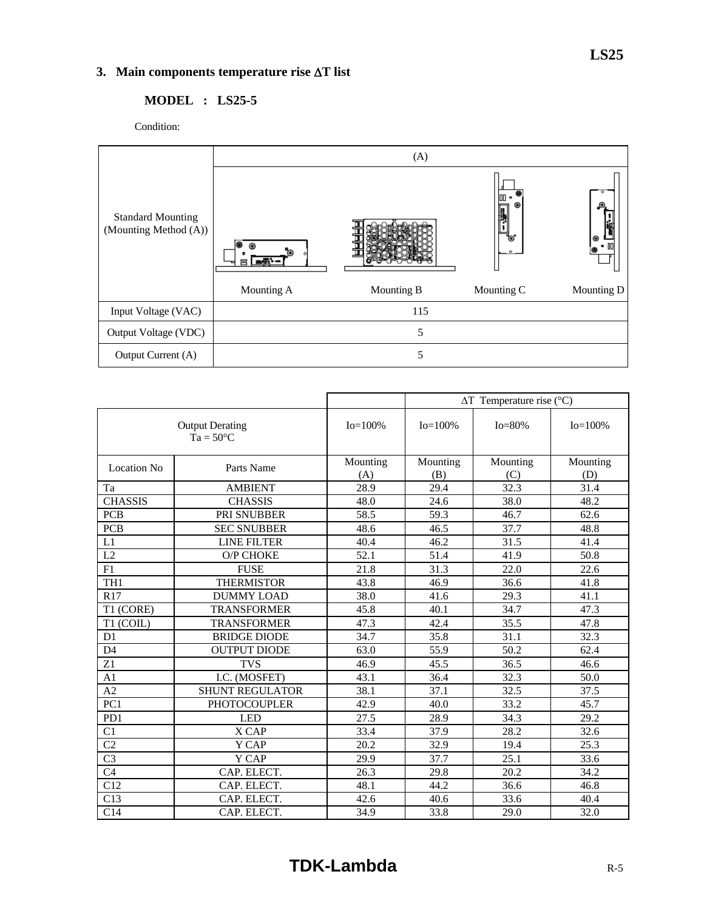## 3. Main components temperature rise ΔT list

**MODEL : LS25-5**

Condition:

| Standard Mounting (Mounting Method (A)) | (A) | | | |
|---|---|---|---|---|
| | Mounting A | Mounting B | Mounting C | Mounting D |
| Input Voltage (VAC) | 115 | | | |
| Output Voltage (VDC) | 5 | | | |
| Output Current (A) | 5 | | | |

| | | | ΔT Temperature rise (°C) | | |
|---|---|---|---|---|---|
| Output Derating Ta = 50°C | | Io=100% | Io=100% | Io=80% | Io=100% |
| Location No | Parts Name | Mounting (A) | Mounting (B) | Mounting (C) | Mounting (D) |
| Ta | AMBIENT | 28.9 | 29.4 | 32.3 | 31.4 |
| CHASSIS | CHASSIS | 48.0 | 24.6 | 38.0 | 48.2 |
| PCB | PRI SNUBBER | 58.5 | 59.3 | 46.7 | 62.6 |
| PCB | SEC SNUBBER | 48.6 | 46.5 | 37.7 | 48.8 |
| L1 | LINE FILTER | 40.4 | 46.2 | 31.5 | 41.4 |
| L2 | O/P CHOKE | 52.1 | 51.4 | 41.9 | 50.8 |
| F1 | FUSE | 21.8 | 31.3 | 22.0 | 22.6 |
| TH1 | THERMISTOR | 43.8 | 46.9 | 36.6 | 41.8 |
| R17 | DUMMY LOAD | 38.0 | 41.6 | 29.3 | 41.1 |
| T1 (CORE) | TRANSFORMER | 45.8 | 40.1 | 34.7 | 47.3 |
| T1 (COIL) | TRANSFORMER | 47.3 | 42.4 | 35.5 | 47.8 |
| D1 | BRIDGE DIODE | 34.7 | 35.8 | 31.1 | 32.3 |
| D4 | OUTPUT DIODE | 63.0 | 55.9 | 50.2 | 62.4 |
| Z1 | TVS | 46.9 | 45.5 | 36.5 | 46.6 |
| A1 | I.C. (MOSFET) | 43.1 | 36.4 | 32.3 | 50.0 |
| A2 | SHUNT REGULATOR | 38.1 | 37.1 | 32.5 | 37.5 |
| PC1 | PHOTOCOUPLER | 42.9 | 40.0 | 33.2 | 45.7 |
| PD1 | LED | 27.5 | 28.9 | 34.3 | 29.2 |
| C1 | X CAP | 33.4 | 37.9 | 28.2 | 32.6 |
| C2 | Y CAP | 20.2 | 32.9 | 19.4 | 25.3 |
| C3 | Y CAP | 29.9 | 37.7 | 25.1 | 33.6 |
| C4 | CAP. ELECT. | 26.3 | 29.8 | 20.2 | 34.2 |
| C12 | CAP. ELECT. | 48.1 | 44.2 | 36.6 | 46.8 |
| C13 | CAP. ELECT. | 42.6 | 40.6 | 33.6 | 40.4 |
| C14 | CAP. ELECT. | 34.9 | 33.8 | 29.0 | 32.0 |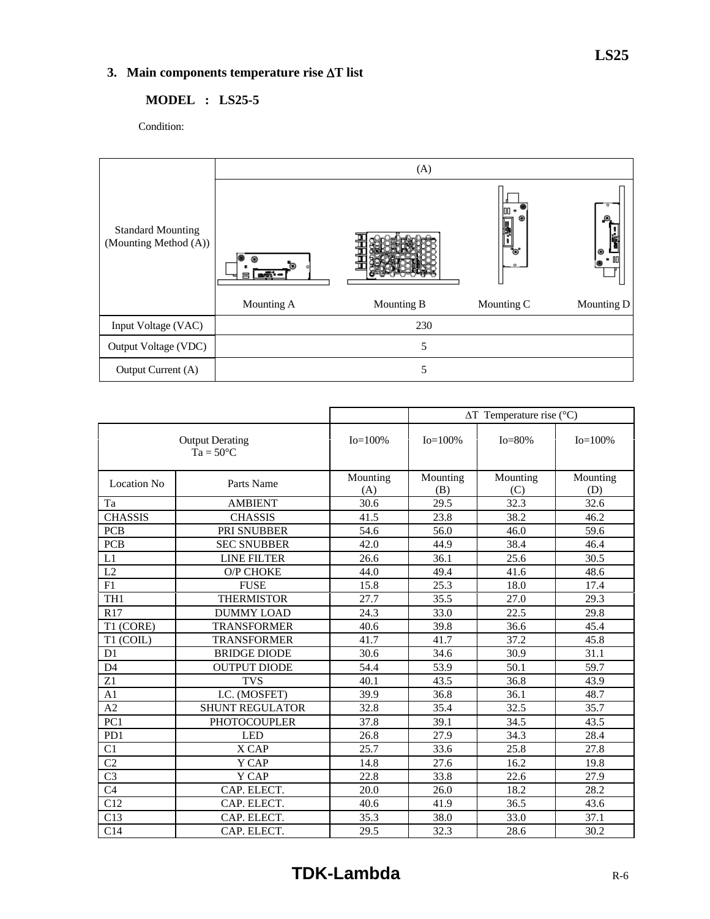### 3. Main components temperature rise ΔT list

**MODEL : LS25-5**

Condition:

| Standard Mounting (Mounting Method (A)) | (A) | | | |
|---|---|---|---|---|
| | Mounting A | Mounting B | Mounting C | Mounting D |
| Input Voltage (VAC) | 230 | | | |
| Output Voltage (VDC) | 5 | | | |
| Output Current (A) | 5 | | | |

| | | | ΔT Temperature rise (°C) | | |
|---|---|---|---|---|---|
| Output Derating Ta = 50°C | | Io=100% | Io=100% | Io=80% | Io=100% |
| Location No | Parts Name | Mounting (A) | Mounting (B) | Mounting (C) | Mounting (D) |
| Ta | AMBIENT | 30.6 | 29.5 | 32.3 | 32.6 |
| CHASSIS | CHASSIS | 41.5 | 23.8 | 38.2 | 46.2 |
| PCB | PRI SNUBBER | 54.6 | 56.0 | 46.0 | 59.6 |
| PCB | SEC SNUBBER | 42.0 | 44.9 | 38.4 | 46.4 |
| L1 | LINE FILTER | 26.6 | 36.1 | 25.6 | 30.5 |
| L2 | O/P CHOKE | 44.0 | 49.4 | 41.6 | 48.6 |
| F1 | FUSE | 15.8 | 25.3 | 18.0 | 17.4 |
| TH1 | THERMISTOR | 27.7 | 35.5 | 27.0 | 29.3 |
| R17 | DUMMY LOAD | 24.3 | 33.0 | 22.5 | 29.8 |
| T1 (CORE) | TRANSFORMER | 40.6 | 39.8 | 36.6 | 45.4 |
| T1 (COIL) | TRANSFORMER | 41.7 | 41.7 | 37.2 | 45.8 |
| D1 | BRIDGE DIODE | 30.6 | 34.6 | 30.9 | 31.1 |
| D4 | OUTPUT DIODE | 54.4 | 53.9 | 50.1 | 59.7 |
| Z1 | TVS | 40.1 | 43.5 | 36.8 | 43.9 |
| A1 | I.C. (MOSFET) | 39.9 | 36.8 | 36.1 | 48.7 |
| A2 | SHUNT REGULATOR | 32.8 | 35.4 | 32.5 | 35.7 |
| PC1 | PHOTOCOUPLER | 37.8 | 39.1 | 34.5 | 43.5 |
| PD1 | LED | 26.8 | 27.9 | 34.3 | 28.4 |
| C1 | X CAP | 25.7 | 33.6 | 25.8 | 27.8 |
| C2 | Y CAP | 14.8 | 27.6 | 16.2 | 19.8 |
| C3 | Y CAP | 22.8 | 33.8 | 22.6 | 27.9 |
| C4 | CAP. ELECT. | 20.0 | 26.0 | 18.2 | 28.2 |
| C12 | CAP. ELECT. | 40.6 | 41.9 | 36.5 | 43.6 |
| C13 | CAP. ELECT. | 35.3 | 38.0 | 33.0 | 37.1 |
| C14 | CAP. ELECT. | 29.5 | 32.3 | 28.6 | 30.2 |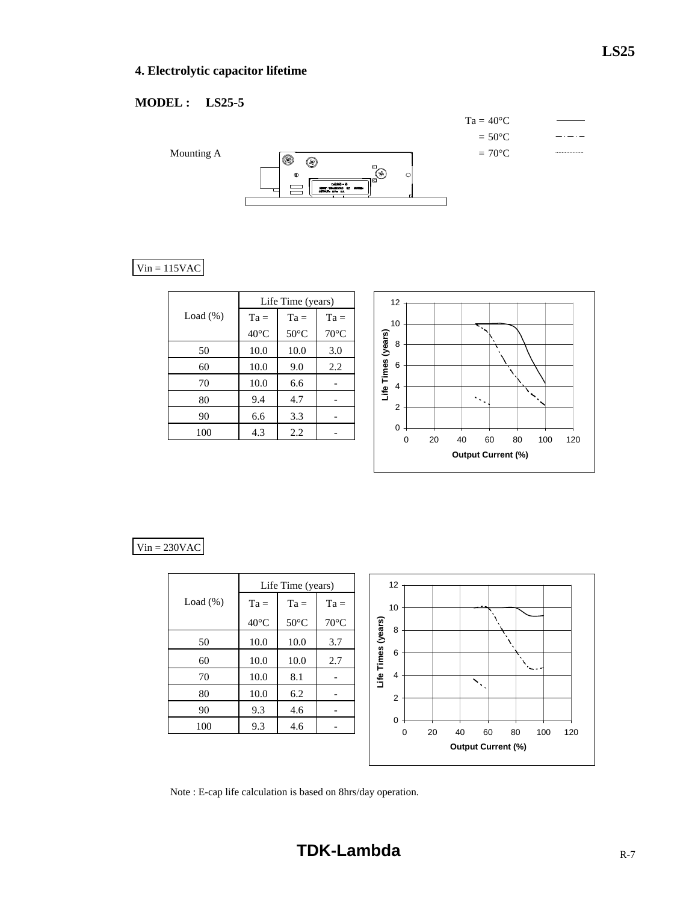## 4. Electrolytic capacitor lifetime

**MODEL : LS25-5**

Ta = 40°C ———
= 50°C — · — · —
= 70°C ·············

Mounting A

Vin = 115VAC

| Load (%) | Life Time (years) | | |
|---|---|---|---|
| | Ta = 40°C | Ta = 50°C | Ta = 70°C |
| 50 | 10.0 | 10.0 | 3.0 |
| 60 | 10.0 | 9.0 | 2.2 |
| 70 | 10.0 | 6.6 | - |
| 80 | 9.4 | 4.7 | - |
| 90 | 6.6 | 3.3 | - |
| 100 | 4.3 | 2.2 | - |

Vin = 230VAC

| Load (%) | Life Time (years) | | |
|---|---|---|---|
| | Ta = 40°C | Ta = 50°C | Ta = 70°C |
| 50 | 10.0 | 10.0 | 3.7 |
| 60 | 10.0 | 10.0 | 2.7 |
| 70 | 10.0 | 8.1 | - |
| 80 | 10.0 | 6.2 | - |
| 90 | 9.3 | 4.6 | - |
| 100 | 9.3 | 4.6 | - |

Note : E-cap life calculation is based on 8hrs/day operation.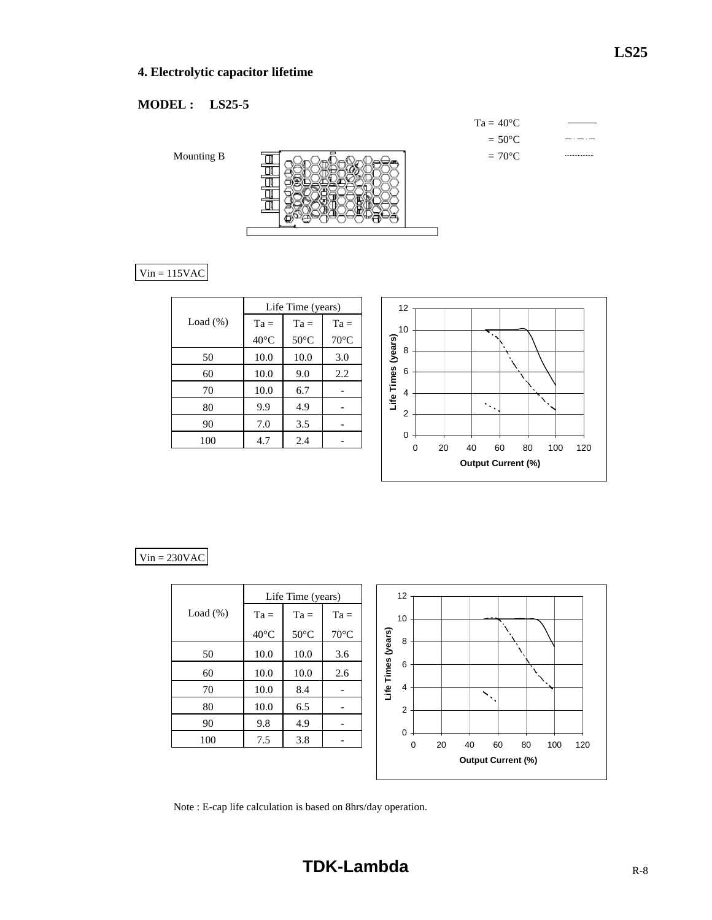## 4. Electrolytic capacitor lifetime

**MODEL : LS25-5**

Mounting B

Ta = 40°C ———
= 50°C — · — · —
= 70°C ··········

Vin = 115VAC

| Load (%) | Life Time (years) | | |
|---|---|---|---|
| | Ta = 40°C | Ta = 50°C | Ta = 70°C |
| 50 | 10.0 | 10.0 | 3.0 |
| 60 | 10.0 | 9.0 | 2.2 |
| 70 | 10.0 | 6.7 | - |
| 80 | 9.9 | 4.9 | - |
| 90 | 7.0 | 3.5 | - |
| 100 | 4.7 | 2.4 | - |

Vin = 230VAC

| Load (%) | Life Time (years) | | |
|---|---|---|---|
| | Ta = 40°C | Ta = 50°C | Ta = 70°C |
| 50 | 10.0 | 10.0 | 3.6 |
| 60 | 10.0 | 10.0 | 2.6 |
| 70 | 10.0 | 8.4 | - |
| 80 | 10.0 | 6.5 | - |
| 90 | 9.8 | 4.9 | - |
| 100 | 7.5 | 3.8 | - |

Note : E-cap life calculation is based on 8hrs/day operation.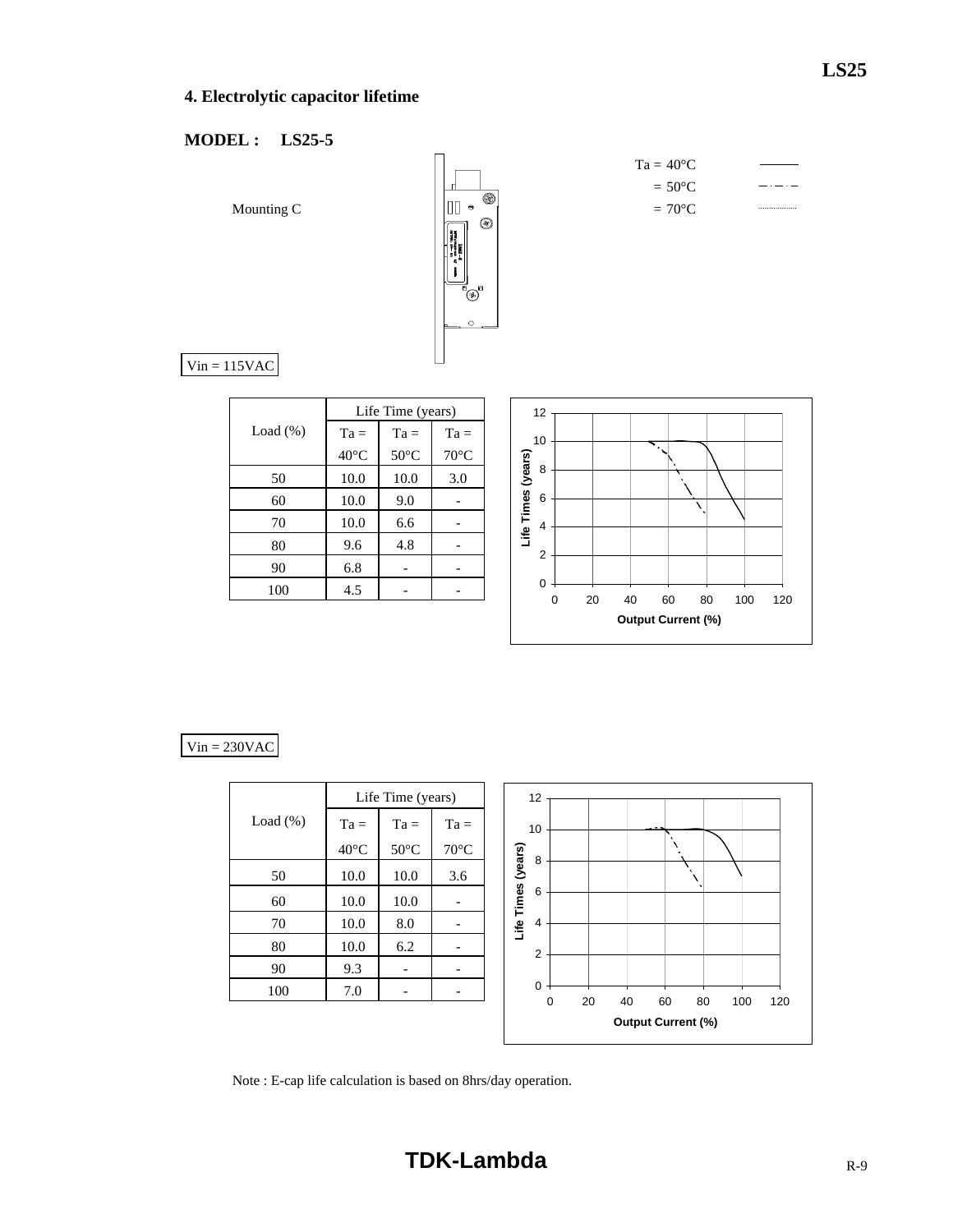## 4. Electrolytic capacitor lifetime

**MODEL : LS25-5**

Mounting C

Ta = 40°C ———
= 50°C — · — · —
= 70°C ··········

Vin = 115VAC

| Load (%) | Life Time (years) | | |
|---|---|---|---|
| | Ta = 40°C | Ta = 50°C | Ta = 70°C |
| 50 | 10.0 | 10.0 | 3.0 |
| 60 | 10.0 | 9.0 | - |
| 70 | 10.0 | 6.6 | - |
| 80 | 9.6 | 4.8 | - |
| 90 | 6.8 | - | - |
| 100 | 4.5 | - | - |

Vin = 230VAC

| Load (%) | Life Time (years) | | |
|---|---|---|---|
| | Ta = 40°C | Ta = 50°C | Ta = 70°C |
| 50 | 10.0 | 10.0 | 3.6 |
| 60 | 10.0 | 10.0 | - |
| 70 | 10.0 | 8.0 | - |
| 80 | 10.0 | 6.2 | - |
| 90 | 9.3 | - | - |
| 100 | 7.0 | - | - |

Note : E-cap life calculation is based on 8hrs/day operation.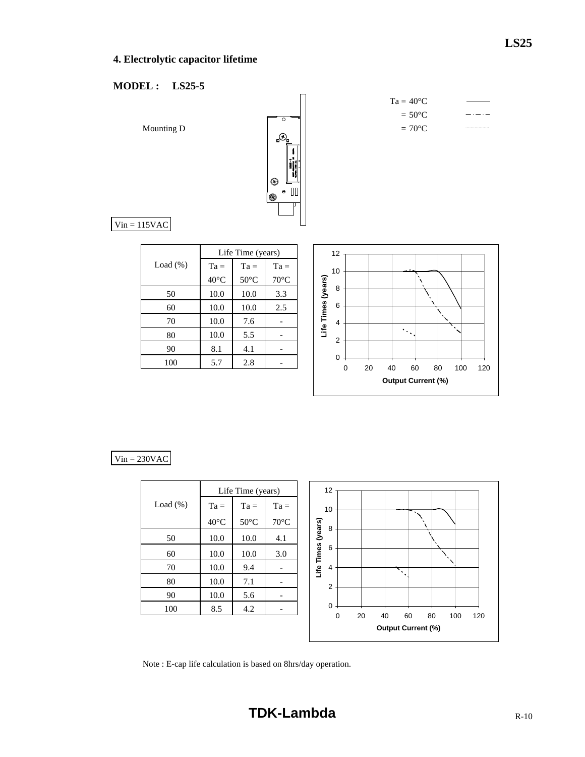## 4. Electrolytic capacitor lifetime

**MODEL : LS25-5**

Mounting D

Ta = 40°C (solid line)
= 50°C (dash-dot line)
= 70°C (dotted line)

Vin = 115VAC

| Load (%) | Life Time (years) | | |
|---|---|---|---|
| | Ta = 40°C | Ta = 50°C | Ta = 70°C |
| 50 | 10.0 | 10.0 | 3.3 |
| 60 | 10.0 | 10.0 | 2.5 |
| 70 | 10.0 | 7.6 | - |
| 80 | 10.0 | 5.5 | - |
| 90 | 8.1 | 4.1 | - |
| 100 | 5.7 | 2.8 | - |

Life Times (years) vs. Output Current (%)

Vin = 230VAC

| Load (%) | Life Time (years) | | |
|---|---|---|---|
| | Ta = 40°C | Ta = 50°C | Ta = 70°C |
| 50 | 10.0 | 10.0 | 4.1 |
| 60 | 10.0 | 10.0 | 3.0 |
| 70 | 10.0 | 9.4 | - |
| 80 | 10.0 | 7.1 | - |
| 90 | 10.0 | 5.6 | - |
| 100 | 8.5 | 4.2 | - |

Life Times (years) vs. Output Current (%)

Note : E-cap life calculation is based on 8hrs/day operation.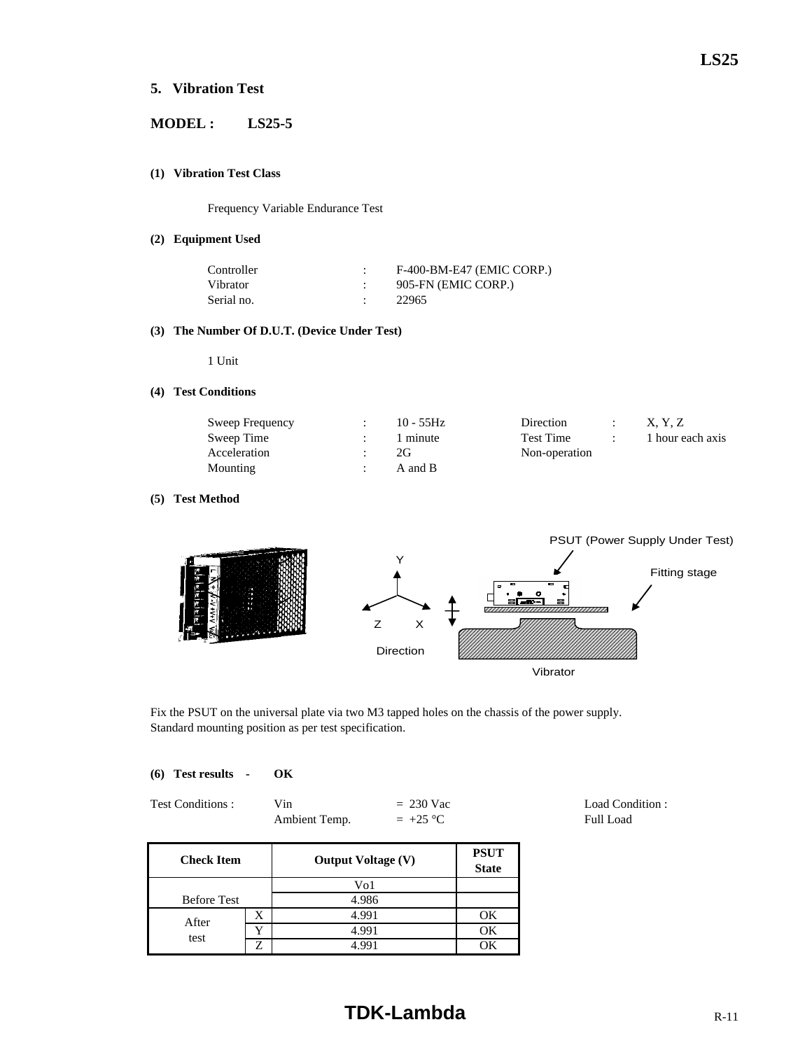## 5. Vibration Test

**MODEL : LS25-5**

**(1) Vibration Test Class**

Frequency Variable Endurance Test

**(2) Equipment Used**

| | | |
|---|---|---|
| Controller | : | F-400-BM-E47 (EMIC CORP.) |
| Vibrator | : | 905-FN (EMIC CORP.) |
| Serial no. | : | 22965 |

**(3) The Number Of D.U.T. (Device Under Test)**

1 Unit

**(4) Test Conditions**

| | | | | | |
|---|---|---|---|---|---|
| Sweep Frequency | : | 10 - 55Hz | Direction | : | X, Y, Z |
| Sweep Time | : | 1 minute | Test Time | : | 1 hour each axis |
| Acceleration | : | 2G | Non-operation | | |
| Mounting | : | A and B | | | |

**(5) Test Method**

PSUT (Power Supply Under Test)

Fitting stage

Y

Z X

Direction

Vibrator

Fix the PSUT on the universal plate via two M3 tapped holes on the chassis of the power supply.
Standard mounting position as per test specification.

**(6) Test results - OK**

| | | | |
|---|---|---|---|
| Test Conditions : | Vin | = 230 Vac | Load Condition : |
| | Ambient Temp. | = +25 °C | Full Load |

| Check Item | | Output Voltage (V) | PSUT State |
|---|---|---|---|
| Before Test | | Vo1 | |
| | | 4.986 | |
| After test | X | 4.991 | OK |
| | Y | 4.991 | OK |
| | Z | 4.991 | OK |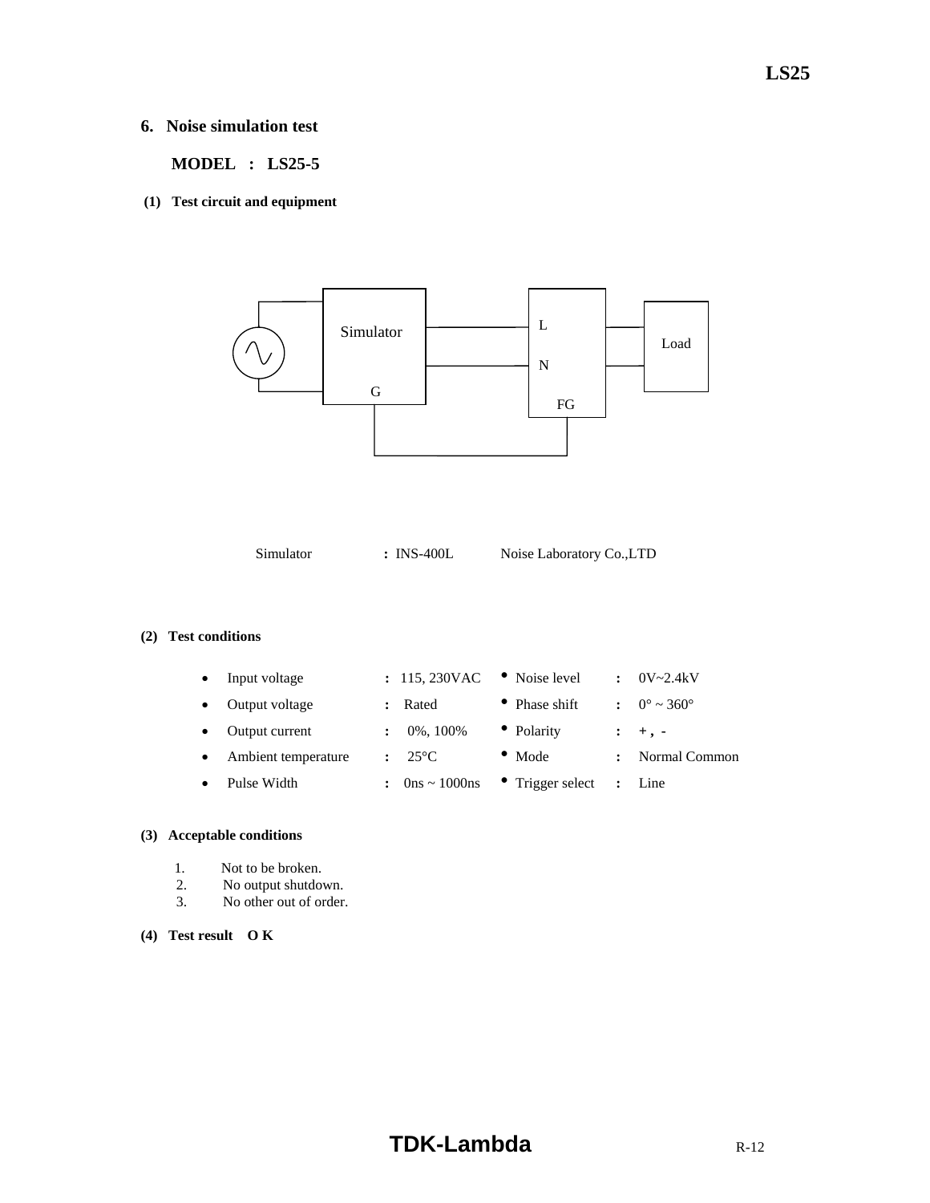## 6. Noise simulation test

**MODEL : LS25-5**

**(1) Test circuit and equipment**

Simulator &nbsp;&nbsp;&nbsp;&nbsp; : INS-400L &nbsp;&nbsp;&nbsp;&nbsp; Noise Laboratory Co.,LTD

**(2) Test conditions**

| | | | | | |
|---|---|---|---|---|---|
| • Input voltage | : | 115, 230VAC | • Noise level | : | 0V~2.4kV |
| • Output voltage | : | Rated | • Phase shift | : | 0° ~ 360° |
| • Output current | : | 0%, 100% | • Polarity | : | + , - |
| • Ambient temperature | : | 25°C | • Mode | : | Normal Common |
| • Pulse Width | : | 0ns ~ 1000ns | • Trigger select | : | Line |

**(3) Acceptable conditions**

1. Not to be broken.
2. No output shutdown.
3. No other out of order.

**(4) Test result O K**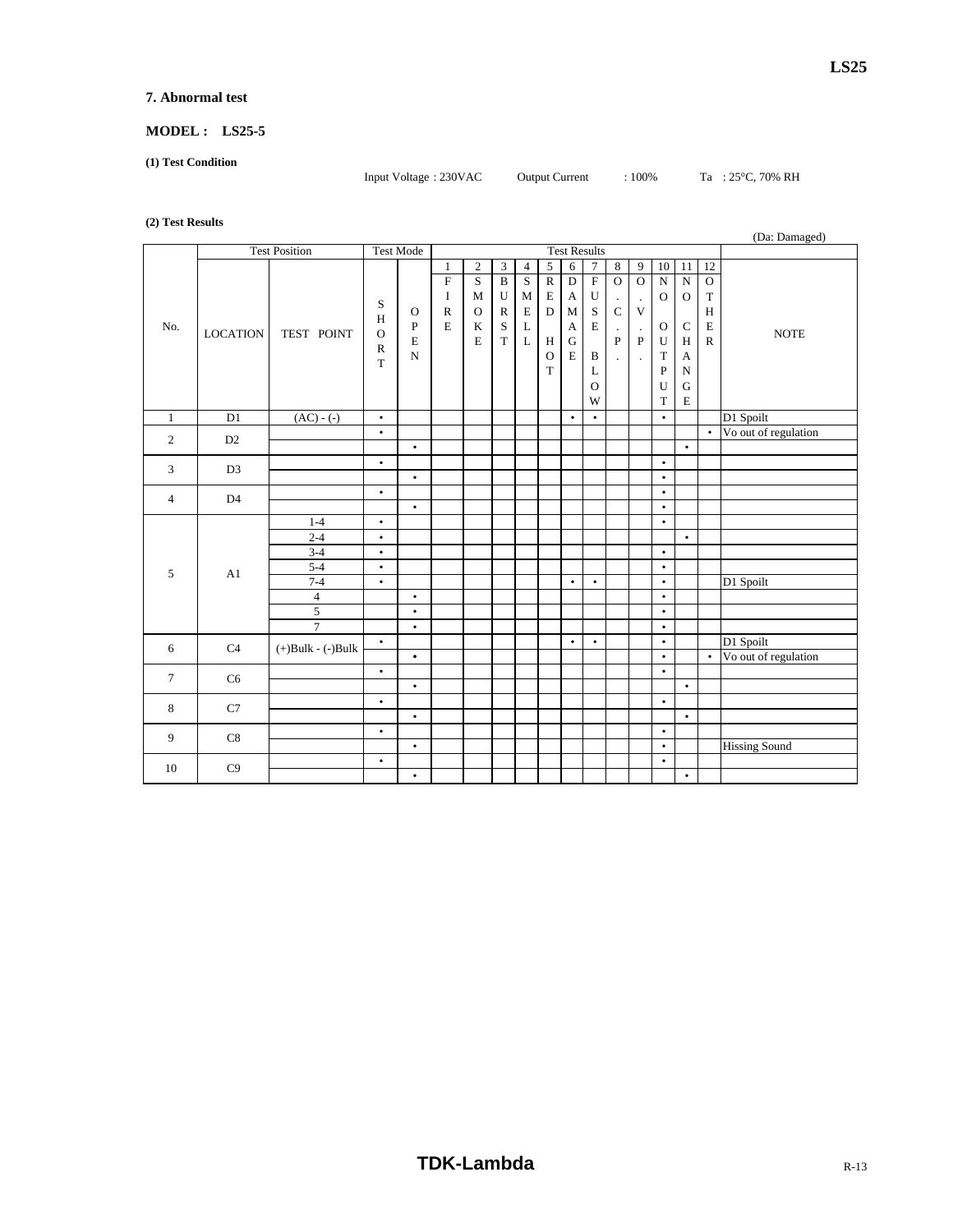## 7. Abnormal test

### MODEL : LS25-5

**(1) Test Condition**

Input Voltage : 230VAC     Output Current : 100%     Ta : 25°C, 70% RH

**(2) Test Results**

(Da: Damaged)

| No. | Test Position | | Test Mode | | Test Results | | | | | | | | | | | | NOTE |
|---|---|---|---|---|---|---|---|---|---|---|---|---|---|---|---|---|---|
| | LOCATION | TEST POINT | SHORT | OPEN | 1 FIRE | 2 SMOKE | 3 BURST | 4 SMELL | 5 RED HOT | 6 DAMAGE | 7 FUSE BLOW | 8 O.C.P. | 9 O.V.P. | 10 NO OUTPUT | 11 NO CHANGE | 12 OTHER | |
| 1 | D1 | (AC) - (-) | • | | | | | | | • | • | | | • | | | D1 Spoilt |
| 2 | D2 | | • | | | | | | | | | | | | | • | Vo out of regulation |
| | | | | • | | | | | | | | | | | • | | |
| 3 | D3 | | • | | | | | | | | | | | • | | | |
| | | | | • | | | | | | | | | | • | | | |
| 4 | D4 | | • | | | | | | | | | | | • | | | |
| | | | | • | | | | | | | | | | • | | | |
| 5 | A1 | 1-4 | • | | | | | | | | | | | • | | | |
| | | 2-4 | • | | | | | | | | | | | | • | | |
| | | 3-4 | • | | | | | | | | | | | • | | | |
| | | 5-4 | • | | | | | | | | | | | • | | | |
| | | 7-4 | • | | | | | | | • | • | | | • | | | D1 Spoilt |
| | | 4 | | • | | | | | | | | | | • | | | |
| | | 5 | | • | | | | | | | | | | • | | | |
| | | 7 | | • | | | | | | | | | | • | | | |
| 6 | C4 | (+)Bulk - (-)Bulk | • | | | | | | | • | • | | | • | | | D1 Spoilt |
| | | | | • | | | | | | | | | | • | | • | Vo out of regulation |
| 7 | C6 | | • | | | | | | | | | | | • | | | |
| | | | | • | | | | | | | | | | | • | | |
| 8 | C7 | | • | | | | | | | | | | | • | | | |
| | | | | • | | | | | | | | | | | • | | |
| 9 | C8 | | • | | | | | | | | | | | • | | | |
| | | | | • | | | | | | | | | | • | | | Hissing Sound |
| 10 | C9 | | • | | | | | | | | | | | • | | | |
| | | | | • | | | | | | | | | | | • | | |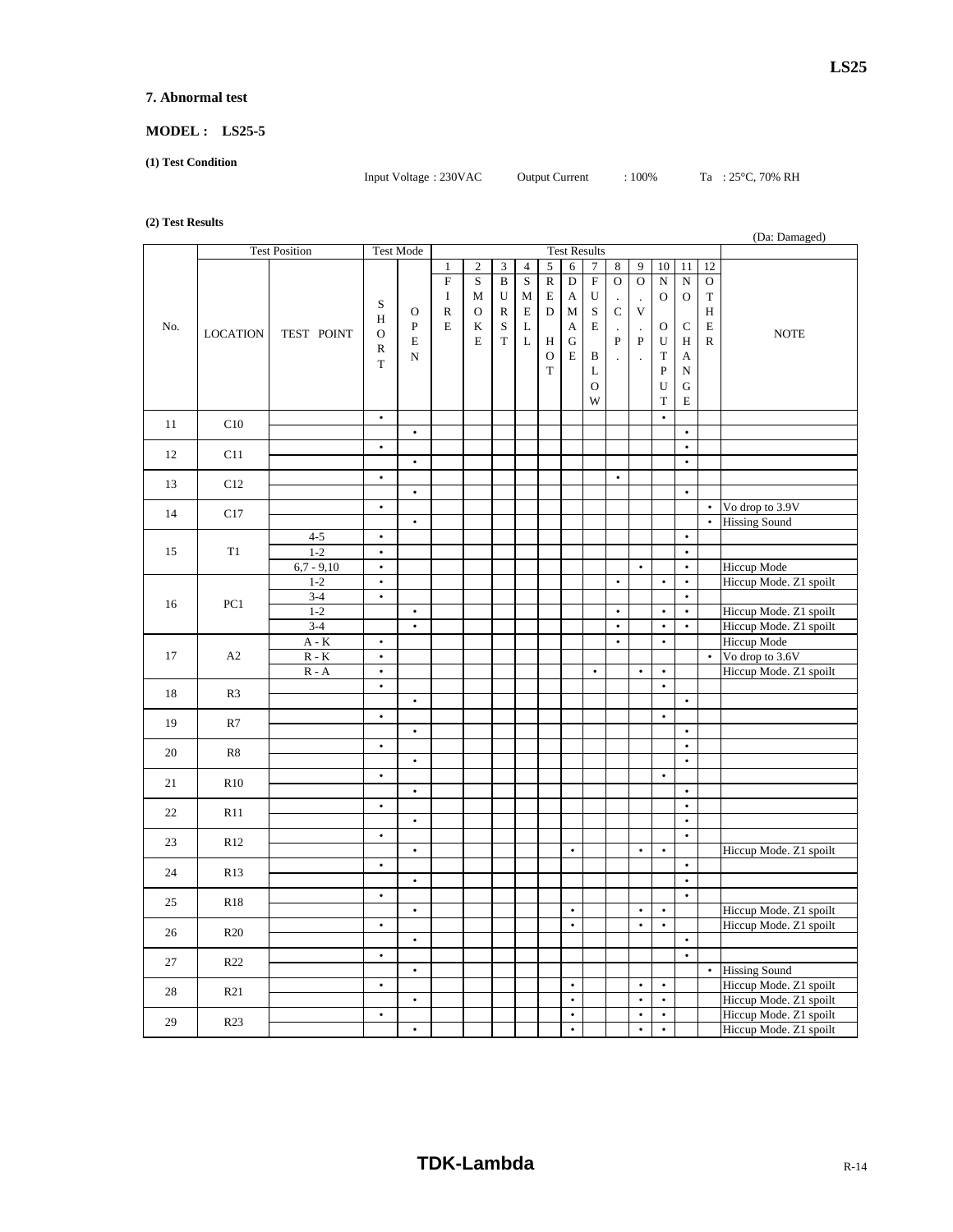## 7. Abnormal test

### MODEL : LS25-5

**(1) Test Condition**

Input Voltage : 230VAC    Output Current : 100%    Ta : 25°C, 70% RH

**(2) Test Results**

(Da: Damaged)

| No. | LOCATION | TEST POINT | SHORT | OPEN | 1 FIRE | 2 SMOKE | 3 BURST | 4 SMELL | 5 RED HOT | 6 DAMAGE | 7 FUSE BLOW | 8 O.C.P. | 9 O.V.P. | 10 NO OUTPUT | 11 NO CHANGE | 12 OTHER | NOTE |
|---|---|---|---|---|---|---|---|---|---|---|---|---|---|---|---|---|---|
| 11 | C10 | | • | | | | | | | | | | | • | | | |
| | | | | • | | | | | | | | | | | • | | |
| 12 | C11 | | • | | | | | | | | | | | | • | | |
| | | | | • | | | | | | | | | | | • | | |
| 13 | C12 | | • | | | | | | | | | • | | | | | |
| | | | | • | | | | | | | | | | | • | | |
| 14 | C17 | | • | | | | | | | | | | | | | • | Vo drop to 3.9V |
| | | | | • | | | | | | | | | | | | • | Hissing Sound |
| 15 | T1 | 4-5 | • | | | | | | | | | | | | • | | |
| | | 1-2 | • | | | | | | | | | | | | • | | |
| | | 6,7 - 9,10 | • | | | | | | | | | | • | | • | | Hiccup Mode |
| 16 | PC1 | 1-2 | • | | | | | | | | | • | | • | • | | Hiccup Mode. Z1 spoilt |
| | | 3-4 | • | | | | | | | | | | | | • | | |
| | | 1-2 | | • | | | | | | | | • | | • | • | | Hiccup Mode. Z1 spoilt |
| | | 3-4 | | • | | | | | | | | • | | • | • | | Hiccup Mode. Z1 spoilt |
| 17 | A2 | A - K | • | | | | | | | | | • | | • | | | Hiccup Mode |
| | | R - K | • | | | | | | | | | | | | | • | Vo drop to 3.6V |
| | | R - A | • | | | | | | | | • | | • | • | | | Hiccup Mode. Z1 spoilt |
| 18 | R3 | | • | | | | | | | | | | | • | | | |
| | | | | • | | | | | | | | | | | • | | |
| 19 | R7 | | • | | | | | | | | | | | • | | | |
| | | | | • | | | | | | | | | | | • | | |
| 20 | R8 | | • | | | | | | | | | | | | • | | |
| | | | | • | | | | | | | | | | | • | | |
| 21 | R10 | | • | | | | | | | | | | | • | | | |
| | | | | • | | | | | | | | | | | • | | |
| 22 | R11 | | • | | | | | | | | | | | | • | | |
| | | | | • | | | | | | | | | | | • | | |
| 23 | R12 | | • | | | | | | | | | | | | • | | |
| | | | | • | | | | | | • | | | • | • | | | Hiccup Mode. Z1 spoilt |
| 24 | R13 | | • | | | | | | | | | | | | • | | |
| | | | | • | | | | | | | | | | | • | | |
| 25 | R18 | | • | | | | | | | | | | | | • | | |
| | | | | • | | | | | | • | | | • | • | | | Hiccup Mode. Z1 spoilt |
| 26 | R20 | | • | | | | | | | • | | | • | • | | | Hiccup Mode. Z1 spoilt |
| | | | | • | | | | | | | | | | | • | | |
| 27 | R22 | | • | | | | | | | | | | | | • | | |
| | | | | • | | | | | | | | | | | | • | Hissing Sound |
| 28 | R21 | | • | | | | | | | • | | | • | • | | | Hiccup Mode. Z1 spoilt |
| | | | | • | | | | | | • | | | • | • | | | Hiccup Mode. Z1 spoilt |
| 29 | R23 | | • | | | | | | | • | | | • | • | | | Hiccup Mode. Z1 spoilt |
| | | | | • | | | | | | • | | | • | • | | | Hiccup Mode. Z1 spoilt |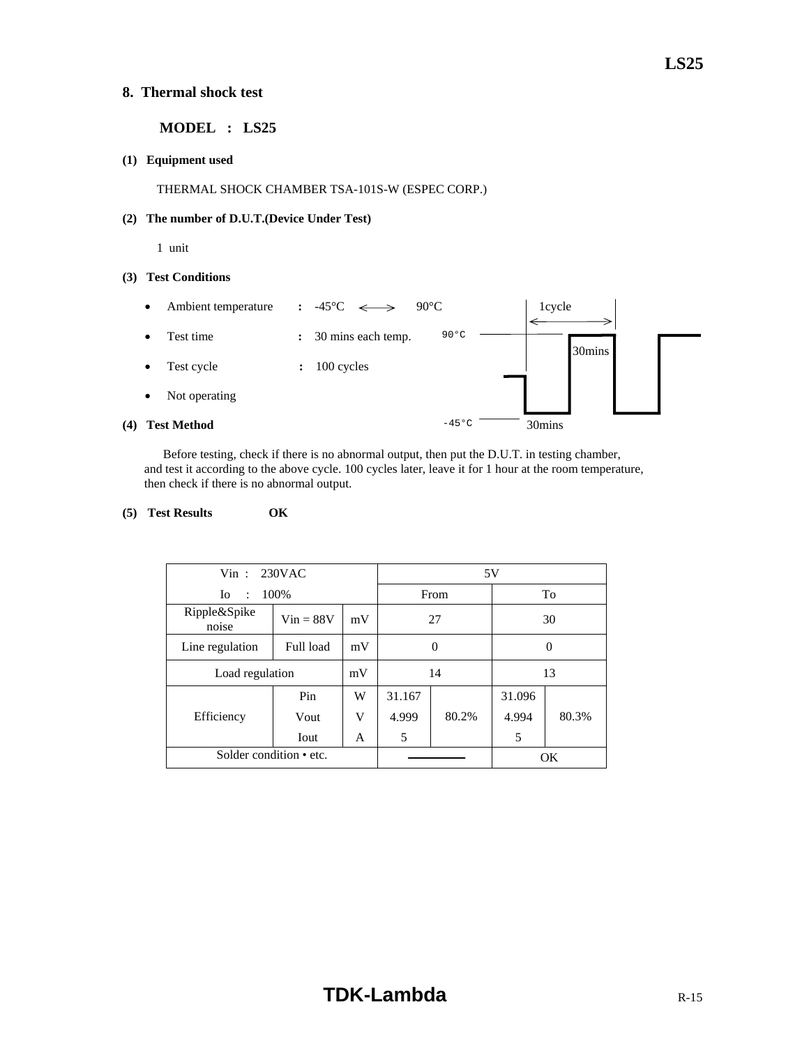## 8. Thermal shock test

**MODEL : LS25**

**(1) Equipment used**

THERMAL SHOCK CHAMBER TSA-101S-W (ESPEC CORP.)

**(2) The number of D.U.T.(Device Under Test)**

1 unit

**(3) Test Conditions**

- Ambient temperature : -45°C ⟷ 90°C
- Test time : 30 mins each temp.
- Test cycle : 100 cycles
- Not operating

1cycle
90°C
30mins
-45°C
30mins

**(4) Test Method**

Before testing, check if there is no abnormal output, then put the D.U.T. in testing chamber, and test it according to the above cycle. 100 cycles later, leave it for 1 hour at the room temperature, then check if there is no abnormal output.

**(5) Test Results** **OK**

| Vin : 230VAC | | | 5V | | | |
|---|---|---|---|---|---|---|
| Io : 100% | | | From | | To | |
| Ripple&Spike noise | Vin = 88V | mV | 27 | | 30 | |
| Line regulation | Full load | mV | 0 | | 0 | |
| Load regulation | | mV | 14 | | 13 | |
| Efficiency | Pin | W | 31.167 | 80.2% | 31.096 | 80.3% |
| | Vout | V | 4.999 | | 4.994 | |
| | Iout | A | 5 | | 5 | |
| Solder condition • etc. | | | ――― | | OK | |